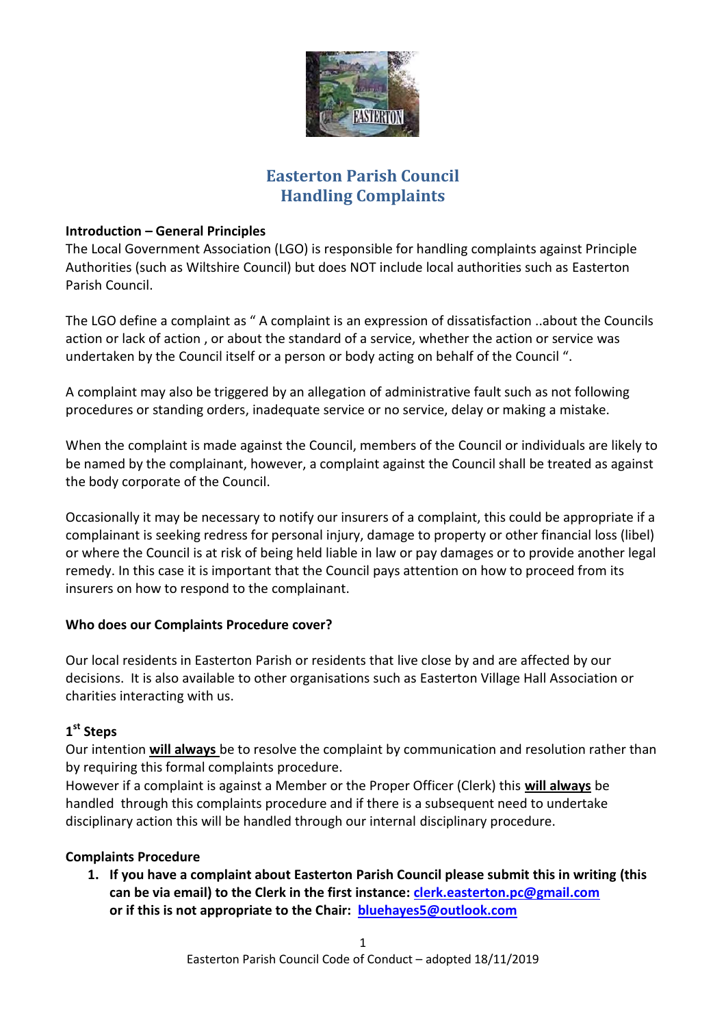# Easterton Parish Council
# Handling Complaints

**Introduction – General Principles**

The Local Government Association (LGO) is responsible for handling complaints against Principle Authorities (such as Wiltshire Council) but does NOT include local authorities such as Easterton Parish Council.

The LGO define a complaint as " A complaint is an expression of dissatisfaction ..about the Councils action or lack of action , or about the standard of a service, whether the action or service was undertaken by the Council itself or a person or body acting on behalf of the Council ".

A complaint may also be triggered by an allegation of administrative fault such as not following procedures or standing orders, inadequate service or no service, delay or making a mistake.

When the complaint is made against the Council, members of the Council or individuals are likely to be named by the complainant, however, a complaint against the Council shall be treated as against the body corporate of the Council.

Occasionally it may be necessary to notify our insurers of a complaint, this could be appropriate if a complainant is seeking redress for personal injury, damage to property or other financial loss (libel) or where the Council is at risk of being held liable in law or pay damages or to provide another legal remedy. In this case it is important that the Council pays attention on how to proceed from its insurers on how to respond to the complainant.

**Who does our Complaints Procedure cover?**

Our local residents in Easterton Parish or residents that live close by and are affected by our decisions. It is also available to other organisations such as Easterton Village Hall Association or charities interacting with us.

**1st Steps**

Our intention **will always** be to resolve the complaint by communication and resolution rather than by requiring this formal complaints procedure.

However if a complaint is against a Member or the Proper Officer (Clerk) this **will always** be handled through this complaints procedure and if there is a subsequent need to undertake disciplinary action this will be handled through our internal disciplinary procedure.

**Complaints Procedure**

1. **If you have a complaint about Easterton Parish Council please submit this in writing (this can be via email) to the Clerk in the first instance: clerk.easterton.pc@gmail.com or if this is not appropriate to the Chair: bluehayes5@outlook.com**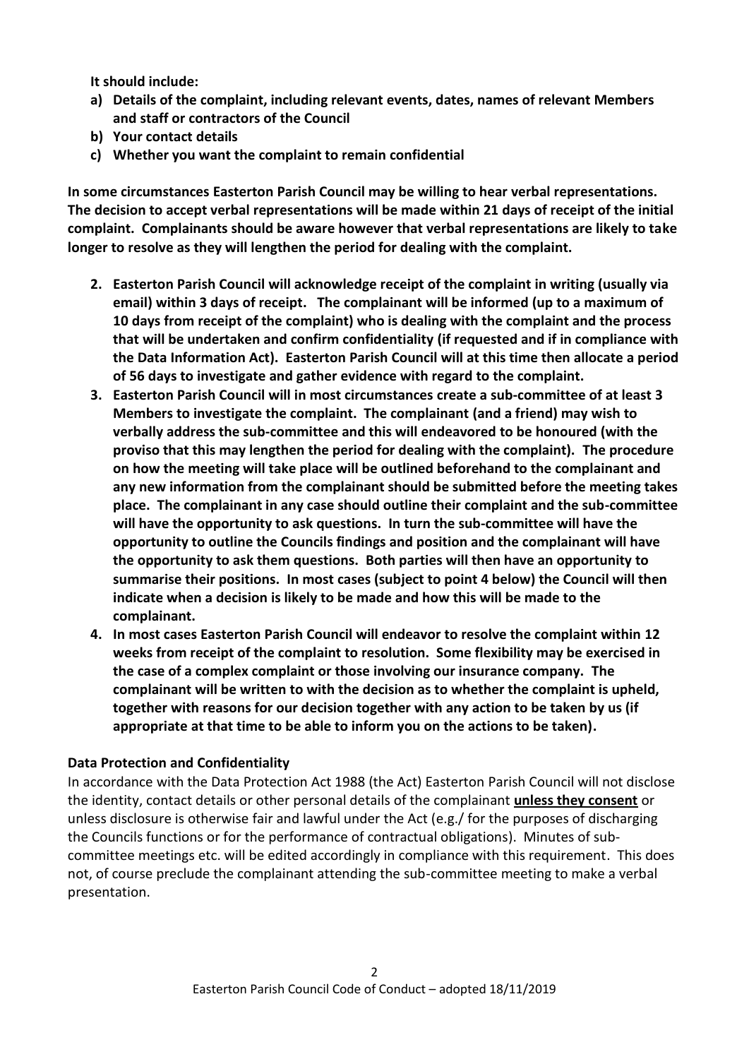**It should include:**

a) **Details of the complaint, including relevant events, dates, names of relevant Members and staff or contractors of the Council**
b) **Your contact details**
c) **Whether you want the complaint to remain confidential**

**In some circumstances Easterton Parish Council may be willing to hear verbal representations. The decision to accept verbal representations will be made within 21 days of receipt of the initial complaint. Complainants should be aware however that verbal representations are likely to take longer to resolve as they will lengthen the period for dealing with the complaint.**

2. **Easterton Parish Council will acknowledge receipt of the complaint in writing (usually via email) within 3 days of receipt. The complainant will be informed (up to a maximum of 10 days from receipt of the complaint) who is dealing with the complaint and the process that will be undertaken and confirm confidentiality (if requested and if in compliance with the Data Information Act). Easterton Parish Council will at this time then allocate a period of 56 days to investigate and gather evidence with regard to the complaint.**
3. **Easterton Parish Council will in most circumstances create a sub-committee of at least 3 Members to investigate the complaint. The complainant (and a friend) may wish to verbally address the sub-committee and this will endeavored to be honoured (with the proviso that this may lengthen the period for dealing with the complaint). The procedure on how the meeting will take place will be outlined beforehand to the complainant and any new information from the complainant should be submitted before the meeting takes place. The complainant in any case should outline their complaint and the sub-committee will have the opportunity to ask questions. In turn the sub-committee will have the opportunity to outline the Councils findings and position and the complainant will have the opportunity to ask them questions. Both parties will then have an opportunity to summarise their positions. In most cases (subject to point 4 below) the Council will then indicate when a decision is likely to be made and how this will be made to the complainant.**
4. **In most cases Easterton Parish Council will endeavor to resolve the complaint within 12 weeks from receipt of the complaint to resolution. Some flexibility may be exercised in the case of a complex complaint or those involving our insurance company. The complainant will be written to with the decision as to whether the complaint is upheld, together with reasons for our decision together with any action to be taken by us (if appropriate at that time to be able to inform you on the actions to be taken).**

**Data Protection and Confidentiality**

In accordance with the Data Protection Act 1988 (the Act) Easterton Parish Council will not disclose the identity, contact details or other personal details of the complainant **unless they consent** or unless disclosure is otherwise fair and lawful under the Act (e.g./ for the purposes of discharging the Councils functions or for the performance of contractual obligations). Minutes of sub-committee meetings etc. will be edited accordingly in compliance with this requirement. This does not, of course preclude the complainant attending the sub-committee meeting to make a verbal presentation.